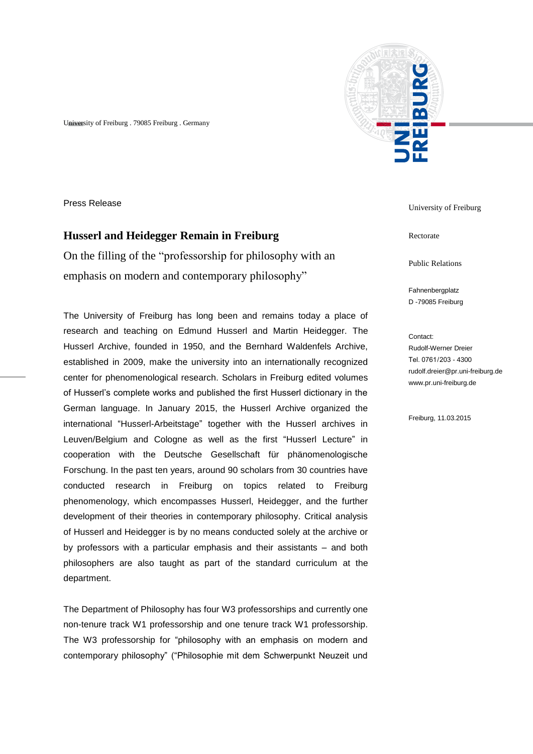University of Freiburg . 79085 Freiburg . Germany

University of Freiburg

Rectorate

Public Relations

Fahnenbergplatz
D -79085 Freiburg

Contact:
Rudolf-Werner Dreier
Tel. 0761/203 - 4300
rudolf.dreier@pr.uni-freiburg.de
www.pr.uni-freiburg.de

Freiburg, 11.03.2015

Press Release

# Husserl and Heidegger Remain in Freiburg

## On the filling of the "professorship for philosophy with an emphasis on modern and contemporary philosophy"

The University of Freiburg has long been and remains today a place of research and teaching on Edmund Husserl and Martin Heidegger. The Husserl Archive, founded in 1950, and the Bernhard Waldenfels Archive, established in 2009, make the university into an internationally recognized center for phenomenological research. Scholars in Freiburg edited volumes of Husserl's complete works and published the first Husserl dictionary in the German language. In January 2015, the Husserl Archive organized the international "Husserl-Arbeitstage" together with the Husserl archives in Leuven/Belgium and Cologne as well as the first "Husserl Lecture" in cooperation with the Deutsche Gesellschaft für phänomenologische Forschung. In the past ten years, around 90 scholars from 30 countries have conducted research in Freiburg on topics related to Freiburg phenomenology, which encompasses Husserl, Heidegger, and the further development of their theories in contemporary philosophy. Critical analysis of Husserl and Heidegger is by no means conducted solely at the archive or by professors with a particular emphasis and their assistants – and both philosophers are also taught as part of the standard curriculum at the department.

The Department of Philosophy has four W3 professorships and currently one non-tenure track W1 professorship and one tenure track W1 professorship. The W3 professorship for "philosophy with an emphasis on modern and contemporary philosophy" ("Philosophie mit dem Schwerpunkt Neuzeit und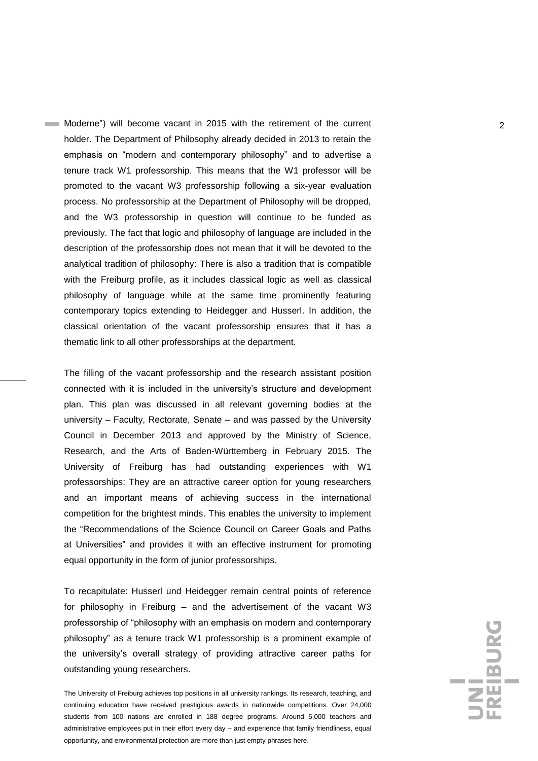Moderne") will become vacant in 2015 with the retirement of the current holder. The Department of Philosophy already decided in 2013 to retain the emphasis on "modern and contemporary philosophy" and to advertise a tenure track W1 professorship. This means that the W1 professor will be promoted to the vacant W3 professorship following a six-year evaluation process. No professorship at the Department of Philosophy will be dropped, and the W3 professorship in question will continue to be funded as previously. The fact that logic and philosophy of language are included in the description of the professorship does not mean that it will be devoted to the analytical tradition of philosophy: There is also a tradition that is compatible with the Freiburg profile, as it includes classical logic as well as classical philosophy of language while at the same time prominently featuring contemporary topics extending to Heidegger and Husserl. In addition, the classical orientation of the vacant professorship ensures that it has a thematic link to all other professorships at the department.

The filling of the vacant professorship and the research assistant position connected with it is included in the university's structure and development plan. This plan was discussed in all relevant governing bodies at the university – Faculty, Rectorate, Senate – and was passed by the University Council in December 2013 and approved by the Ministry of Science, Research, and the Arts of Baden-Württemberg in February 2015. The University of Freiburg has had outstanding experiences with W1 professorships: They are an attractive career option for young researchers and an important means of achieving success in the international competition for the brightest minds. This enables the university to implement the "Recommendations of the Science Council on Career Goals and Paths at Universities" and provides it with an effective instrument for promoting equal opportunity in the form of junior professorships.

To recapitulate: Husserl und Heidegger remain central points of reference for philosophy in Freiburg – and the advertisement of the vacant W3 professorship of "philosophy with an emphasis on modern and contemporary philosophy" as a tenure track W1 professorship is a prominent example of the university's overall strategy of providing attractive career paths for outstanding young researchers.

The University of Freiburg achieves top positions in all university rankings. Its research, teaching, and continuing education have received prestigious awards in nationwide competitions. Over 24,000 students from 100 nations are enrolled in 188 degree programs. Around 5,000 teachers and administrative employees put in their effort every day – and experience that family friendliness, equal opportunity, and environmental protection are more than just empty phrases here.